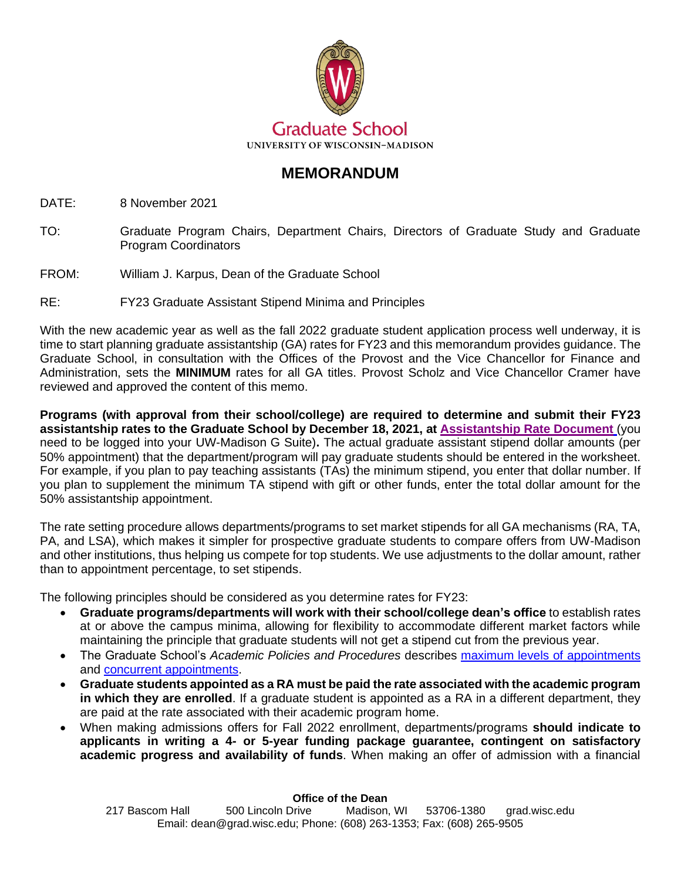Graduate School

UNIVERSITY OF WISCONSIN–MADISON

# MEMORANDUM

DATE: 8 November 2021

TO: Graduate Program Chairs, Department Chairs, Directors of Graduate Study and Graduate Program Coordinators

FROM: William J. Karpus, Dean of the Graduate School

RE: FY23 Graduate Assistant Stipend Minima and Principles

With the new academic year as well as the fall 2022 graduate student application process well underway, it is time to start planning graduate assistantship (GA) rates for FY23 and this memorandum provides guidance. The Graduate School, in consultation with the Offices of the Provost and the Vice Chancellor for Finance and Administration, sets the **MINIMUM** rates for all GA titles. Provost Scholz and Vice Chancellor Cramer have reviewed and approved the content of this memo.

**Programs (with approval from their school/college) are required to determine and submit their FY23 assistantship rates to the Graduate School by December 18, 2021, at Assistantship Rate Document** (you need to be logged into your UW-Madison G Suite)**.** The actual graduate assistant stipend dollar amounts (per 50% appointment) that the department/program will pay graduate students should be entered in the worksheet. For example, if you plan to pay teaching assistants (TAs) the minimum stipend, you enter that dollar number. If you plan to supplement the minimum TA stipend with gift or other funds, enter the total dollar amount for the 50% assistantship appointment.

The rate setting procedure allows departments/programs to set market stipends for all GA mechanisms (RA, TA, PA, and LSA), which makes it simpler for prospective graduate students to compare offers from UW-Madison and other institutions, thus helping us compete for top students. We use adjustments to the dollar amount, rather than to appointment percentage, to set stipends.

The following principles should be considered as you determine rates for FY23:

- **Graduate programs/departments will work with their school/college dean's office** to establish rates at or above the campus minima, allowing for flexibility to accommodate different market factors while maintaining the principle that graduate students will not get a stipend cut from the previous year.
- The Graduate School's *Academic Policies and Procedures* describes maximum levels of appointments and concurrent appointments.
- **Graduate students appointed as a RA must be paid the rate associated with the academic program in which they are enrolled**. If a graduate student is appointed as a RA in a different department, they are paid at the rate associated with their academic program home.
- When making admissions offers for Fall 2022 enrollment, departments/programs **should indicate to applicants in writing a 4- or 5-year funding package guarantee, contingent on satisfactory academic progress and availability of funds**. When making an offer of admission with a financial

**Office of the Dean**

217 Bascom Hall 500 Lincoln Drive Madison, WI 53706-1380 grad.wisc.edu

Email: dean@grad.wisc.edu; Phone: (608) 263-1353; Fax: (608) 265-9505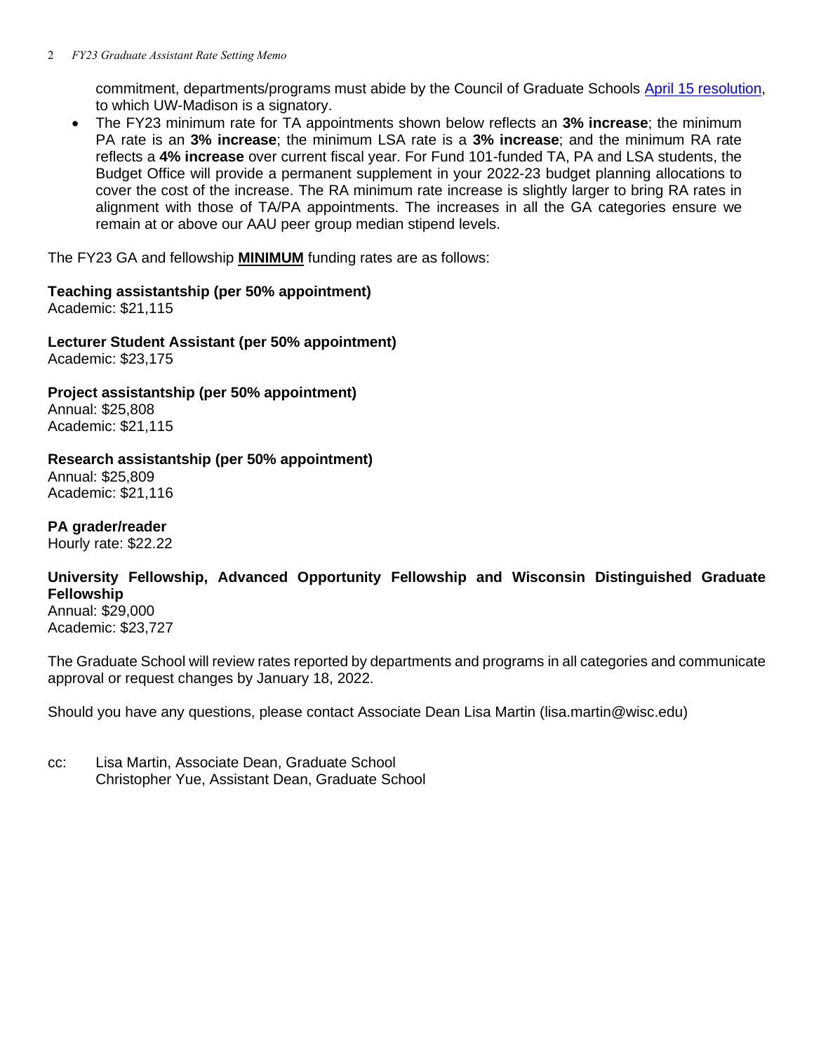commitment, departments/programs must abide by the Council of Graduate Schools April 15 resolution, to which UW-Madison is a signatory.

- The FY23 minimum rate for TA appointments shown below reflects an **3% increase**; the minimum PA rate is an **3% increase**; the minimum LSA rate is a **3% increase**; and the minimum RA rate reflects a **4% increase** over current fiscal year. For Fund 101-funded TA, PA and LSA students, the Budget Office will provide a permanent supplement in your 2022-23 budget planning allocations to cover the cost of the increase. The RA minimum rate increase is slightly larger to bring RA rates in alignment with those of TA/PA appointments. The increases in all the GA categories ensure we remain at or above our AAU peer group median stipend levels.

The FY23 GA and fellowship **MINIMUM** funding rates are as follows:

**Teaching assistantship (per 50% appointment)**
Academic: $21,115

**Lecturer Student Assistant (per 50% appointment)**
Academic: $23,175

**Project assistantship (per 50% appointment)**
Annual: $25,808
Academic: $21,115

**Research assistantship (per 50% appointment)**
Annual: $25,809
Academic: $21,116

**PA grader/reader**
Hourly rate: $22.22

**University Fellowship, Advanced Opportunity Fellowship and Wisconsin Distinguished Graduate Fellowship**
Annual: $29,000
Academic: $23,727

The Graduate School will review rates reported by departments and programs in all categories and communicate approval or request changes by January 18, 2022.

Should you have any questions, please contact Associate Dean Lisa Martin (lisa.martin@wisc.edu)

cc: Lisa Martin, Associate Dean, Graduate School
Christopher Yue, Assistant Dean, Graduate School